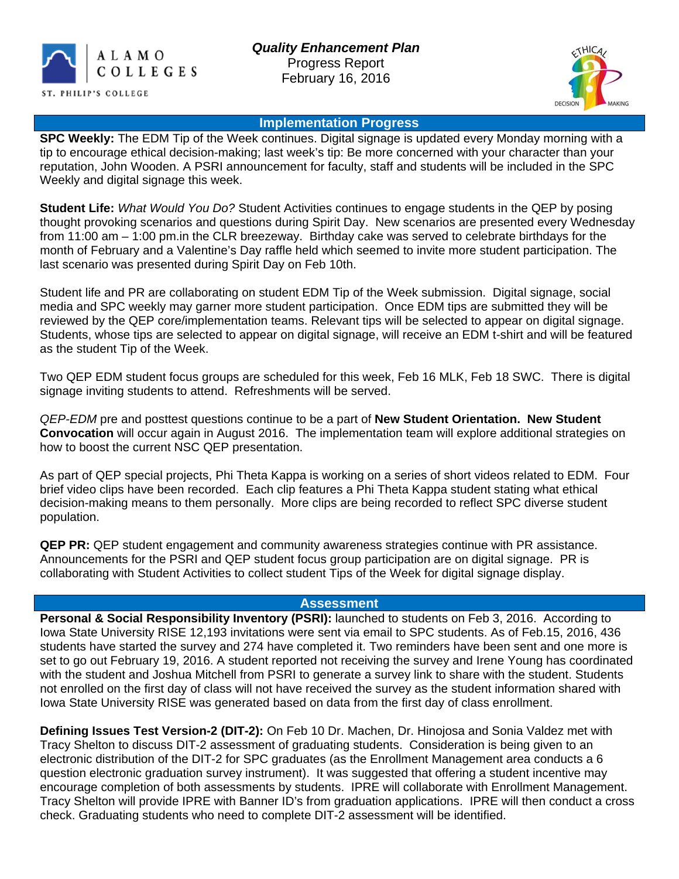ALAMO COLLEGES
ST. PHILIP'S COLLEGE

# *Quality Enhancement Plan*

Progress Report
February 16, 2016

## Implementation Progress

**SPC Weekly:** The EDM Tip of the Week continues. Digital signage is updated every Monday morning with a tip to encourage ethical decision-making; last week's tip: Be more concerned with your character than your reputation, John Wooden. A PSRI announcement for faculty, staff and students will be included in the SPC Weekly and digital signage this week.

**Student Life:** *What Would You Do?* Student Activities continues to engage students in the QEP by posing thought provoking scenarios and questions during Spirit Day. New scenarios are presented every Wednesday from 11:00 am – 1:00 pm.in the CLR breezeway. Birthday cake was served to celebrate birthdays for the month of February and a Valentine's Day raffle held which seemed to invite more student participation. The last scenario was presented during Spirit Day on Feb 10th.

Student life and PR are collaborating on student EDM Tip of the Week submission. Digital signage, social media and SPC weekly may garner more student participation. Once EDM tips are submitted they will be reviewed by the QEP core/implementation teams. Relevant tips will be selected to appear on digital signage. Students, whose tips are selected to appear on digital signage, will receive an EDM t-shirt and will be featured as the student Tip of the Week.

Two QEP EDM student focus groups are scheduled for this week, Feb 16 MLK, Feb 18 SWC. There is digital signage inviting students to attend. Refreshments will be served.

*QEP-EDM* pre and posttest questions continue to be a part of **New Student Orientation. New Student Convocation** will occur again in August 2016. The implementation team will explore additional strategies on how to boost the current NSC QEP presentation.

As part of QEP special projects, Phi Theta Kappa is working on a series of short videos related to EDM. Four brief video clips have been recorded. Each clip features a Phi Theta Kappa student stating what ethical decision-making means to them personally. More clips are being recorded to reflect SPC diverse student population.

**QEP PR:** QEP student engagement and community awareness strategies continue with PR assistance. Announcements for the PSRI and QEP student focus group participation are on digital signage. PR is collaborating with Student Activities to collect student Tips of the Week for digital signage display.

## Assessment

**Personal & Social Responsibility Inventory (PSRI):** launched to students on Feb 3, 2016. According to Iowa State University RISE 12,193 invitations were sent via email to SPC students. As of Feb.15, 2016, 436 students have started the survey and 274 have completed it. Two reminders have been sent and one more is set to go out February 19, 2016. A student reported not receiving the survey and Irene Young has coordinated with the student and Joshua Mitchell from PSRI to generate a survey link to share with the student. Students not enrolled on the first day of class will not have received the survey as the student information shared with Iowa State University RISE was generated based on data from the first day of class enrollment.

**Defining Issues Test Version-2 (DIT-2):** On Feb 10 Dr. Machen, Dr. Hinojosa and Sonia Valdez met with Tracy Shelton to discuss DIT-2 assessment of graduating students. Consideration is being given to an electronic distribution of the DIT-2 for SPC graduates (as the Enrollment Management area conducts a 6 question electronic graduation survey instrument). It was suggested that offering a student incentive may encourage completion of both assessments by students. IPRE will collaborate with Enrollment Management. Tracy Shelton will provide IPRE with Banner ID's from graduation applications. IPRE will then conduct a cross check. Graduating students who need to complete DIT-2 assessment will be identified.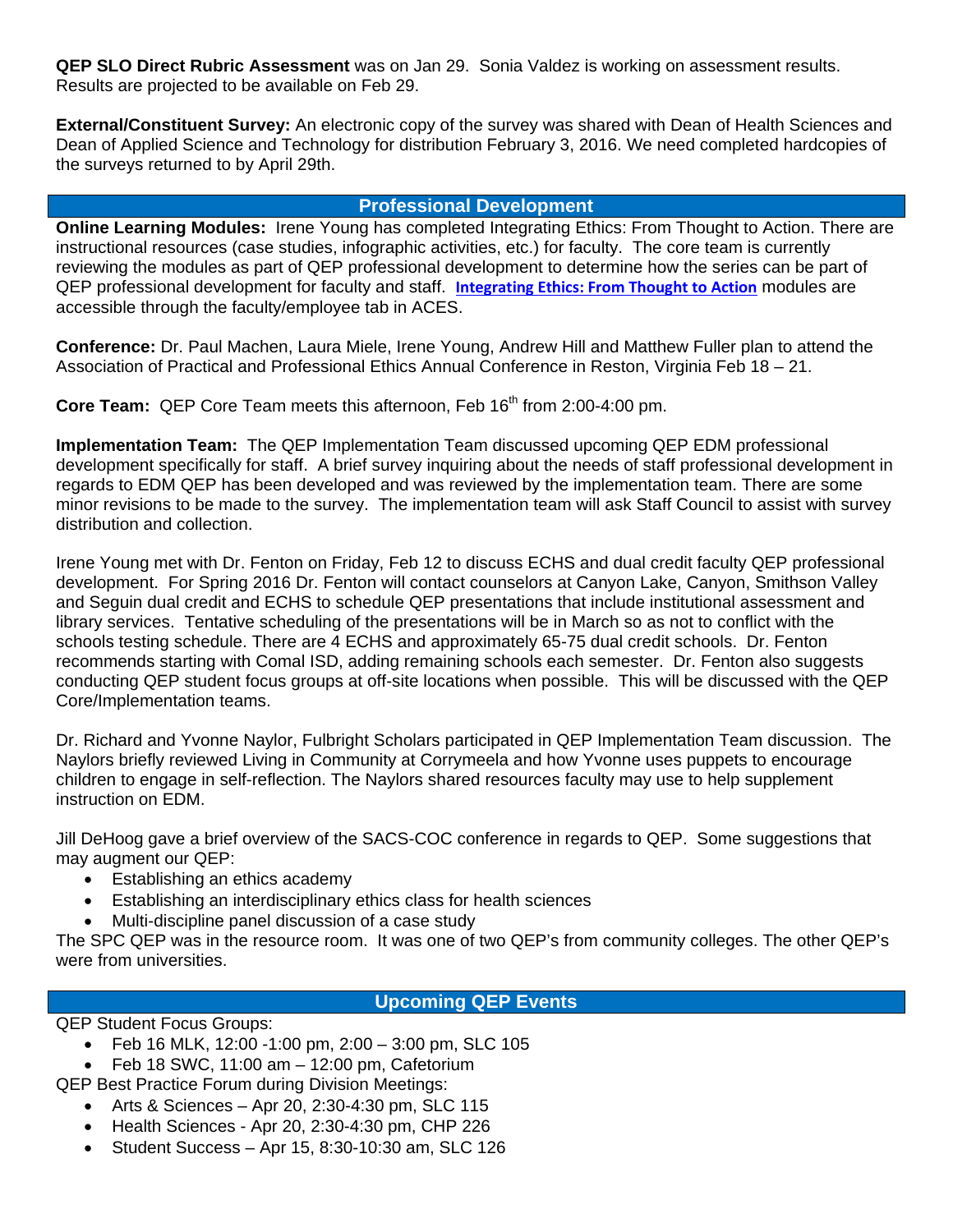**QEP SLO Direct Rubric Assessment** was on Jan 29. Sonia Valdez is working on assessment results. Results are projected to be available on Feb 29.

**External/Constituent Survey:** An electronic copy of the survey was shared with Dean of Health Sciences and Dean of Applied Science and Technology for distribution February 3, 2016. We need completed hardcopies of the surveys returned to by April 29th.

## Professional Development

**Online Learning Modules:** Irene Young has completed Integrating Ethics: From Thought to Action. There are instructional resources (case studies, infographic activities, etc.) for faculty. The core team is currently reviewing the modules as part of QEP professional development to determine how the series can be part of QEP professional development for faculty and staff. **Integrating Ethics: From Thought to Action** modules are accessible through the faculty/employee tab in ACES.

**Conference:** Dr. Paul Machen, Laura Miele, Irene Young, Andrew Hill and Matthew Fuller plan to attend the Association of Practical and Professional Ethics Annual Conference in Reston, Virginia Feb 18 – 21.

**Core Team:** QEP Core Team meets this afternoon, Feb 16th from 2:00-4:00 pm.

**Implementation Team:** The QEP Implementation Team discussed upcoming QEP EDM professional development specifically for staff. A brief survey inquiring about the needs of staff professional development in regards to EDM QEP has been developed and was reviewed by the implementation team. There are some minor revisions to be made to the survey. The implementation team will ask Staff Council to assist with survey distribution and collection.

Irene Young met with Dr. Fenton on Friday, Feb 12 to discuss ECHS and dual credit faculty QEP professional development. For Spring 2016 Dr. Fenton will contact counselors at Canyon Lake, Canyon, Smithson Valley and Seguin dual credit and ECHS to schedule QEP presentations that include institutional assessment and library services. Tentative scheduling of the presentations will be in March so as not to conflict with the schools testing schedule. There are 4 ECHS and approximately 65-75 dual credit schools. Dr. Fenton recommends starting with Comal ISD, adding remaining schools each semester. Dr. Fenton also suggests conducting QEP student focus groups at off-site locations when possible. This will be discussed with the QEP Core/Implementation teams.

Dr. Richard and Yvonne Naylor, Fulbright Scholars participated in QEP Implementation Team discussion. The Naylors briefly reviewed Living in Community at Corrymeela and how Yvonne uses puppets to encourage children to engage in self-reflection. The Naylors shared resources faculty may use to help supplement instruction on EDM.

Jill DeHoog gave a brief overview of the SACS-COC conference in regards to QEP. Some suggestions that may augment our QEP:

- Establishing an ethics academy
- Establishing an interdisciplinary ethics class for health sciences
- Multi-discipline panel discussion of a case study

The SPC QEP was in the resource room. It was one of two QEP's from community colleges. The other QEP's were from universities.

## Upcoming QEP Events

QEP Student Focus Groups:

- Feb 16 MLK, 12:00 -1:00 pm, 2:00 – 3:00 pm, SLC 105
- Feb 18 SWC, 11:00 am – 12:00 pm, Cafetorium

QEP Best Practice Forum during Division Meetings:

- Arts & Sciences – Apr 20, 2:30-4:30 pm, SLC 115
- Health Sciences - Apr 20, 2:30-4:30 pm, CHP 226
- Student Success – Apr 15, 8:30-10:30 am, SLC 126